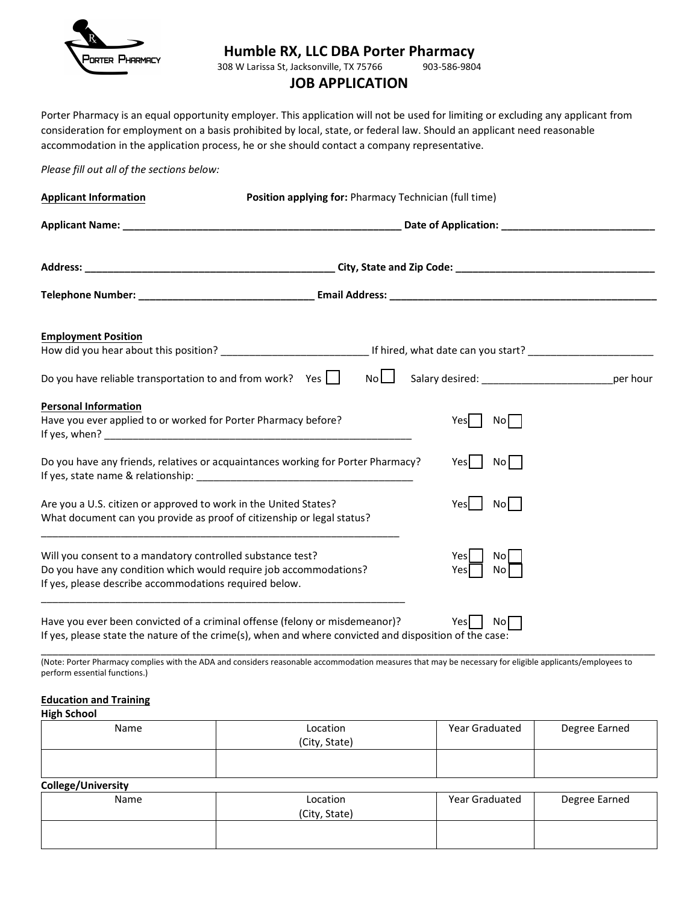# Humble RX, LLC DBA Porter Pharmacy

308 W Larissa St, Jacksonville, TX 75766 903-586-9804

## JOB APPLICATION

Porter Pharmacy is an equal opportunity employer. This application will not be used for limiting or excluding any applicant from consideration for employment on a basis prohibited by local, state, or federal law. Should an applicant need reasonable accommodation in the application process, he or she should contact a company representative.

*Please fill out all of the sections below:*

**Applicant Information** **Position applying for:** Pharmacy Technician (full time)

**Applicant Name:** __________________________________________________ **Date of Application:** ___________________________

**Address:** _____________________________________________ **City, State and Zip Code:** ___________________________________

**Telephone Number:** _______________________________ **Email Address:** _______________________________________________

**Employment Position**

How did you hear about this position? __________________________ If hired, what date can you start? ______________________

Do you have reliable transportation to and from work? Yes ☐ No ☐ Salary desired: _______________________per hour

**Personal Information**

Have you ever applied to or worked for Porter Pharmacy before? Yes ☐ No ☐

If yes, when? _______________________________________________________

Do you have any friends, relatives or acquaintances working for Porter Pharmacy? Yes ☐ No ☐

If yes, state name & relationship: ______________________________________

Are you a U.S. citizen or approved to work in the United States? Yes ☐ No ☐

What document can you provide as proof of citizenship or legal status?

_______________________________________________________________

Will you consent to a mandatory controlled substance test? Yes ☐ No ☐

Do you have any condition which would require job accommodations? Yes ☐ No ☐

If yes, please describe accommodations required below.

_______________________________________________________________

Have you ever been convicted of a criminal offense (felony or misdemeanor)? Yes ☐ No ☐

If yes, please state the nature of the crime(s), when and where convicted and disposition of the case:

_______________________________________________________________

(Note: Porter Pharmacy complies with the ADA and considers reasonable accommodation measures that may be necessary for eligible applicants/employees to perform essential functions.)

**Education and Training**

**High School**

| Name | Location (City, State) | Year Graduated | Degree Earned |
|---|---|---|---|
| | | | |

**College/University**

| Name | Location (City, State) | Year Graduated | Degree Earned |
|---|---|---|---|
| | | | |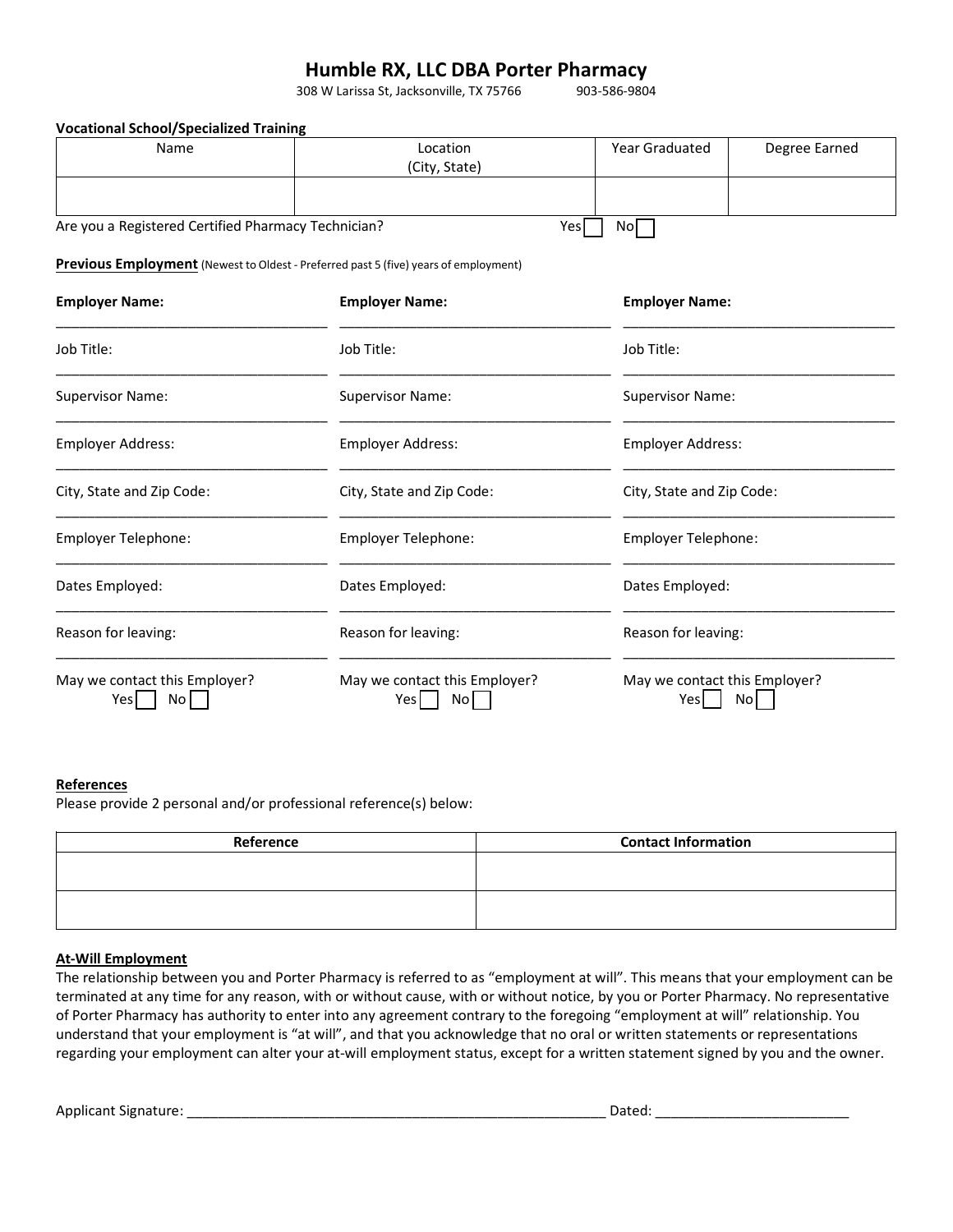# Humble RX, LLC DBA Porter Pharmacy

308 W Larissa St, Jacksonville, TX 75766 903-586-9804

**Vocational School/Specialized Training**

| Name | Location (City, State) | Year Graduated | Degree Earned |
|---|---|---|---|
| | | | |

Are you a Registered Certified Pharmacy Technician? Yes ☐ No ☐

**Previous Employment** (Newest to Oldest - Preferred past 5 (five) years of employment)

**Employer Name:** ___________________

Job Title: ___________________

Supervisor Name: ___________________

Employer Address: ___________________

City, State and Zip Code: ___________________

Employer Telephone: ___________________

Dates Employed: ___________________

Reason for leaving: ___________________

May we contact this Employer? Yes ☐ No ☐

**Employer Name:** ___________________

Job Title: ___________________

Supervisor Name: ___________________

Employer Address: ___________________

City, State and Zip Code: ___________________

Employer Telephone: ___________________

Dates Employed: ___________________

Reason for leaving: ___________________

May we contact this Employer? Yes ☐ No ☐

**Employer Name:** ___________________

Job Title: ___________________

Supervisor Name: ___________________

Employer Address: ___________________

City, State and Zip Code: ___________________

Employer Telephone: ___________________

Dates Employed: ___________________

Reason for leaving: ___________________

May we contact this Employer? Yes ☐ No ☐

**References**

Please provide 2 personal and/or professional reference(s) below:

| Reference | Contact Information |
|---|---|
| | |
| | |

**At-Will Employment**

The relationship between you and Porter Pharmacy is referred to as "employment at will". This means that your employment can be terminated at any time for any reason, with or without cause, with or without notice, by you or Porter Pharmacy. No representative of Porter Pharmacy has authority to enter into any agreement contrary to the foregoing "employment at will" relationship. You understand that your employment is "at will", and that you acknowledge that no oral or written statements or representations regarding your employment can alter your at-will employment status, except for a written statement signed by you and the owner.

Applicant Signature: ___________________________________ Dated: ____________________